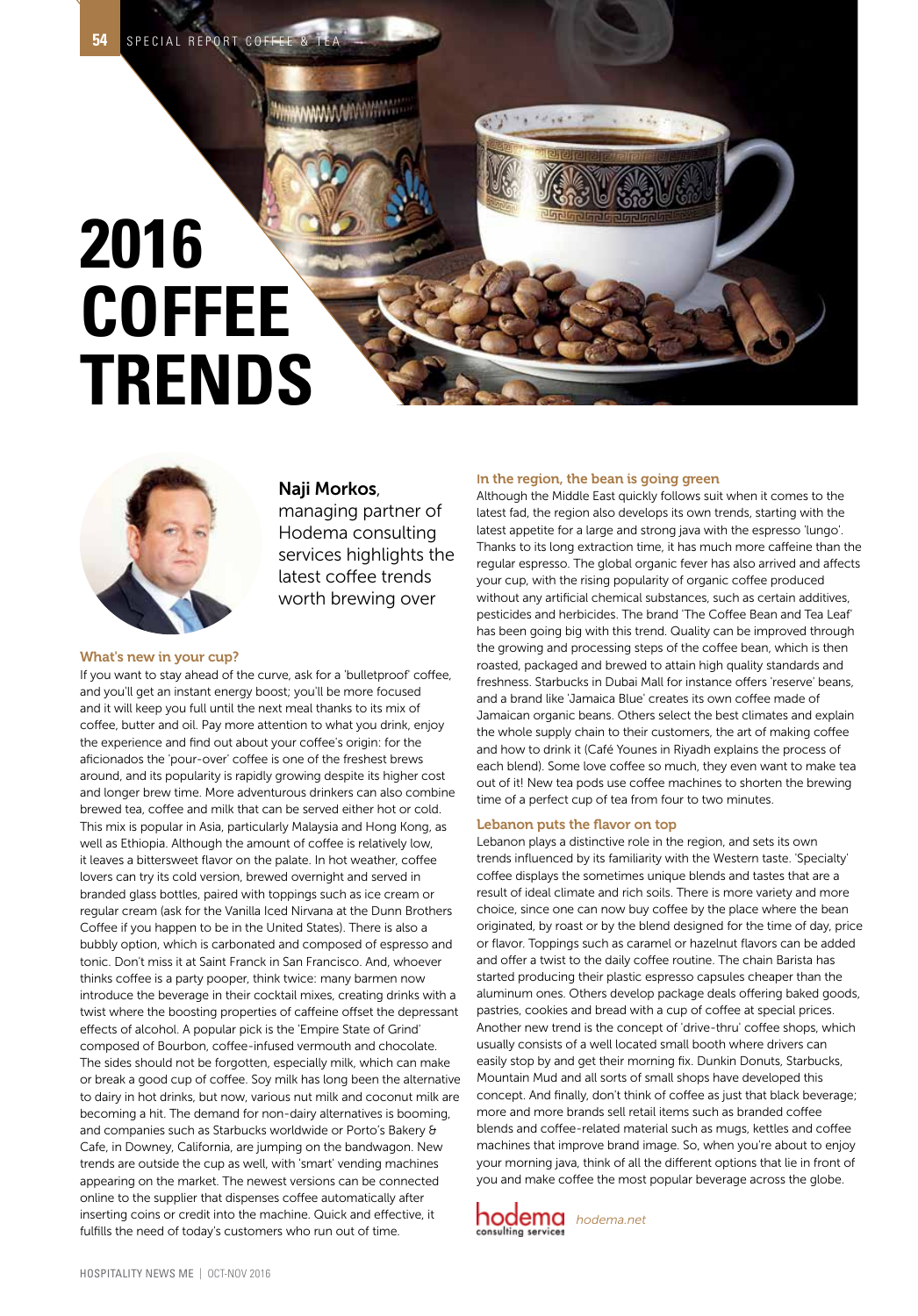# 2016 COFFEE TRENDS

**Naji Morkos**, managing partner of Hodema consulting services highlights the latest coffee trends worth brewing over

## What's new in your cup?

If you want to stay ahead of the curve, ask for a 'bulletproof' coffee, and you'll get an instant energy boost; you'll be more focused and it will keep you full until the next meal thanks to its mix of coffee, butter and oil. Pay more attention to what you drink, enjoy the experience and find out about your coffee's origin: for the aficionados the 'pour-over' coffee is one of the freshest brews around, and its popularity is rapidly growing despite its higher cost and longer brew time. More adventurous drinkers can also combine brewed tea, coffee and milk that can be served either hot or cold. This mix is popular in Asia, particularly Malaysia and Hong Kong, as well as Ethiopia. Although the amount of coffee is relatively low, it leaves a bittersweet flavor on the palate. In hot weather, coffee lovers can try its cold version, brewed overnight and served in branded glass bottles, paired with toppings such as ice cream or regular cream (ask for the Vanilla Iced Nirvana at the Dunn Brothers Coffee if you happen to be in the United States). There is also a bubbly option, which is carbonated and composed of espresso and tonic. Don't miss it at Saint Franck in San Francisco. And, whoever thinks coffee is a party pooper, think twice: many barmen now introduce the beverage in their cocktail mixes, creating drinks with a twist where the boosting properties of caffeine offset the depressant effects of alcohol. A popular pick is the 'Empire State of Grind' composed of Bourbon, coffee-infused vermouth and chocolate. The sides should not be forgotten, especially milk, which can make or break a good cup of coffee. Soy milk has long been the alternative to dairy in hot drinks, but now, various nut milk and coconut milk are becoming a hit. The demand for non-dairy alternatives is booming, and companies such as Starbucks worldwide or Porto's Bakery & Cafe, in Downey, California, are jumping on the bandwagon. New trends are outside the cup as well, with 'smart' vending machines appearing on the market. The newest versions can be connected online to the supplier that dispenses coffee automatically after inserting coins or credit into the machine. Quick and effective, it fulfills the need of today's customers who run out of time.

## In the region, the bean is going green

Although the Middle East quickly follows suit when it comes to the latest fad, the region also develops its own trends, starting with the latest appetite for a large and strong java with the espresso 'lungo'. Thanks to its long extraction time, it has much more caffeine than the regular espresso. The global organic fever has also arrived and affects your cup, with the rising popularity of organic coffee produced without any artificial chemical substances, such as certain additives, pesticides and herbicides. The brand 'The Coffee Bean and Tea Leaf' has been going big with this trend. Quality can be improved through the growing and processing steps of the coffee bean, which is then roasted, packaged and brewed to attain high quality standards and freshness. Starbucks in Dubai Mall for instance offers 'reserve' beans, and a brand like 'Jamaica Blue' creates its own coffee made of Jamaican organic beans. Others select the best climates and explain the whole supply chain to their customers, the art of making coffee and how to drink it (Café Younes in Riyadh explains the process of each blend). Some love coffee so much, they even want to make tea out of it! New tea pods use coffee machines to shorten the brewing time of a perfect cup of tea from four to two minutes.

## Lebanon puts the flavor on top

Lebanon plays a distinctive role in the region, and sets its own trends influenced by its familiarity with the Western taste. 'Specialty' coffee displays the sometimes unique blends and tastes that are a result of ideal climate and rich soils. There is more variety and more choice, since one can now buy coffee by the place where the bean originated, by roast or by the blend designed for the time of day, price or flavor. Toppings such as caramel or hazelnut flavors can be added and offer a twist to the daily coffee routine. The chain Barista has started producing their plastic espresso capsules cheaper than the aluminum ones. Others develop package deals offering baked goods, pastries, cookies and bread with a cup of coffee at special prices. Another new trend is the concept of 'drive-thru' coffee shops, which usually consists of a well located small booth where drivers can easily stop by and get their morning fix. Dunkin Donuts, Starbucks, Mountain Mud and all sorts of small shops have developed this concept. And finally, don't think of coffee as just that black beverage; more and more brands sell retail items such as branded coffee blends and coffee-related material such as mugs, kettles and coffee machines that improve brand image. So, when you're about to enjoy your morning java, think of all the different options that lie in front of you and make coffee the most popular beverage across the globe.

hodema consulting services *hodema.net*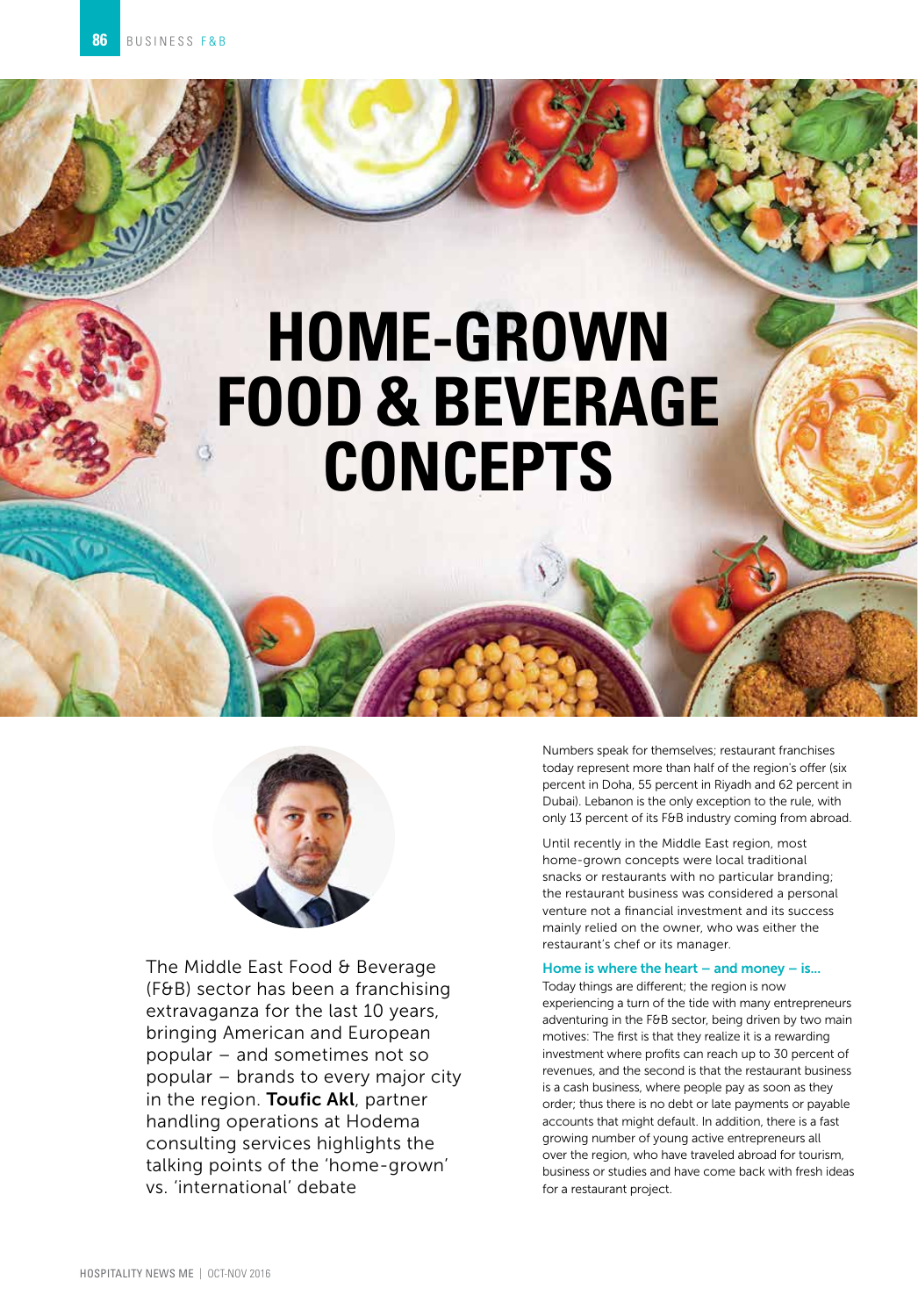# HOME-GROWN FOOD & BEVERAGE CONCEPTS

The Middle East Food & Beverage (F&B) sector has been a franchising extravaganza for the last 10 years, bringing American and European popular – and sometimes not so popular – brands to every major city in the region. **Toufic Akl**, partner handling operations at Hodema consulting services highlights the talking points of the 'home-grown' vs. 'international' debate

Numbers speak for themselves; restaurant franchises today represent more than half of the region's offer (six percent in Doha, 55 percent in Riyadh and 62 percent in Dubai). Lebanon is the only exception to the rule, with only 13 percent of its F&B industry coming from abroad.

Until recently in the Middle East region, most home-grown concepts were local traditional snacks or restaurants with no particular branding; the restaurant business was considered a personal venture not a financial investment and its success mainly relied on the owner, who was either the restaurant's chef or its manager.

### Home is where the heart – and money – is...

Today things are different; the region is now experiencing a turn of the tide with many entrepreneurs adventuring in the F&B sector, being driven by two main motives: The first is that they realize it is a rewarding investment where profits can reach up to 30 percent of revenues, and the second is that the restaurant business is a cash business, where people pay as soon as they order; thus there is no debt or late payments or payable accounts that might default. In addition, there is a fast growing number of young active entrepreneurs all over the region, who have traveled abroad for tourism, business or studies and have come back with fresh ideas for a restaurant project.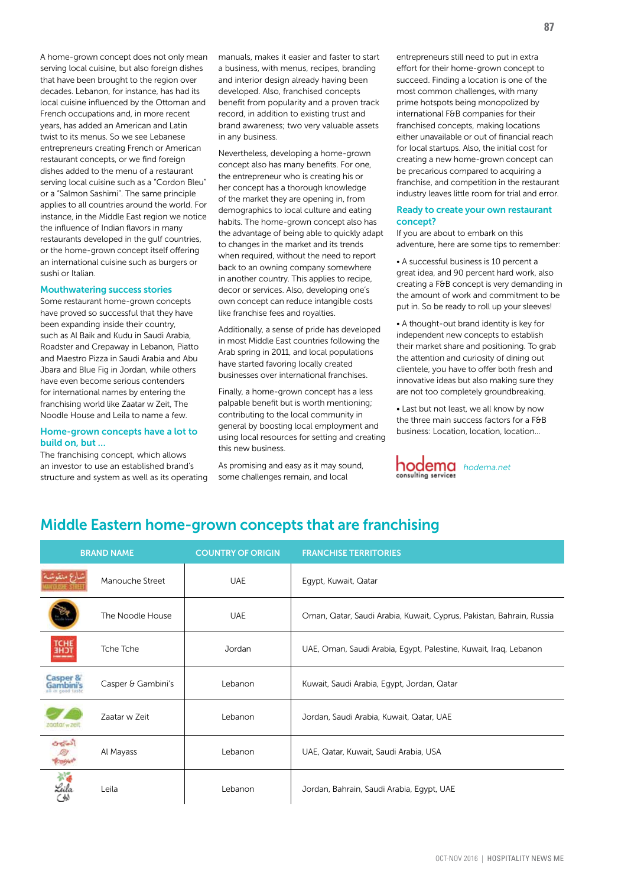A home-grown concept does not only mean serving local cuisine, but also foreign dishes that have been brought to the region over decades. Lebanon, for instance, has had its local cuisine influenced by the Ottoman and French occupations and, in more recent years, has added an American and Latin twist to its menus. So we see Lebanese entrepreneurs creating French or American restaurant concepts, or we find foreign dishes added to the menu of a restaurant serving local cuisine such as a "Cordon Bleu" or a "Salmon Sashimi". The same principle applies to all countries around the world. For instance, in the Middle East region we notice the influence of Indian flavors in many restaurants developed in the gulf countries, or the home-grown concept itself offering an international cuisine such as burgers or sushi or Italian.

### Mouthwatering success stories

Some restaurant home-grown concepts have proved so successful that they have been expanding inside their country, such as Al Baik and Kudu in Saudi Arabia, Roadster and Crepaway in Lebanon, Piatto and Maestro Pizza in Saudi Arabia and Abu Jbara and Blue Fig in Jordan, while others have even become serious contenders for international names by entering the franchising world like Zaatar w Zeit, The Noodle House and Leila to name a few.

### Home-grown concepts have a lot to build on, but …

The franchising concept, which allows an investor to use an established brand's structure and system as well as its operating manuals, makes it easier and faster to start a business, with menus, recipes, branding and interior design already having been developed. Also, franchised concepts benefit from popularity and a proven track record, in addition to existing trust and brand awareness; two very valuable assets in any business.

Nevertheless, developing a home-grown concept also has many benefits. For one, the entrepreneur who is creating his or her concept has a thorough knowledge of the market they are opening in, from demographics to local culture and eating habits. The home-grown concept also has the advantage of being able to quickly adapt to changes in the market and its trends when required, without the need to report back to an owning company somewhere in another country. This applies to recipe, decor or services. Also, developing one's own concept can reduce intangible costs like franchise fees and royalties.

Additionally, a sense of pride has developed in most Middle East countries following the Arab spring in 2011, and local populations have started favoring locally created businesses over international franchises.

Finally, a home-grown concept has a less palpable benefit but is worth mentioning; contributing to the local community in general by boosting local employment and using local resources for setting and creating this new business.

As promising and easy as it may sound, some challenges remain, and local entrepreneurs still need to put in extra effort for their home-grown concept to succeed. Finding a location is one of the most common challenges, with many prime hotspots being monopolized by international F&B companies for their franchised concepts, making locations either unavailable or out of financial reach for local startups. Also, the initial cost for creating a new home-grown concept can be precarious compared to acquiring a franchise, and competition in the restaurant industry leaves little room for trial and error.

### Ready to create your own restaurant concept?

If you are about to embark on this adventure, here are some tips to remember:

- A successful business is 10 percent a great idea, and 90 percent hard work, also creating a F&B concept is very demanding in the amount of work and commitment to be put in. So be ready to roll up your sleeves!
- A thought-out brand identity is key for independent new concepts to establish their market share and positioning. To grab the attention and curiosity of dining out clientele, you have to offer both fresh and innovative ideas but also making sure they are not too completely groundbreaking.
- Last but not least, we all know by now the three main success factors for a F&B business: Location, location, location...

hodema consulting services *hodema.net*

## Middle Eastern home-grown concepts that are franchising

| BRAND NAME | COUNTRY OF ORIGIN | FRANCHISE TERRITORIES |
|---|---|---|
| Manouche Street | UAE | Egypt, Kuwait, Qatar |
| The Noodle House | UAE | Oman, Qatar, Saudi Arabia, Kuwait, Cyprus, Pakistan, Bahrain, Russia |
| Tche Tche | Jordan | UAE, Oman, Saudi Arabia, Egypt, Palestine, Kuwait, Iraq, Lebanon |
| Casper & Gambini's | Lebanon | Kuwait, Saudi Arabia, Egypt, Jordan, Qatar |
| Zaatar w Zeit | Lebanon | Jordan, Saudi Arabia, Kuwait, Qatar, UAE |
| Al Mayass | Lebanon | UAE, Qatar, Kuwait, Saudi Arabia, USA |
| Leila | Lebanon | Jordan, Bahrain, Saudi Arabia, Egypt, UAE |